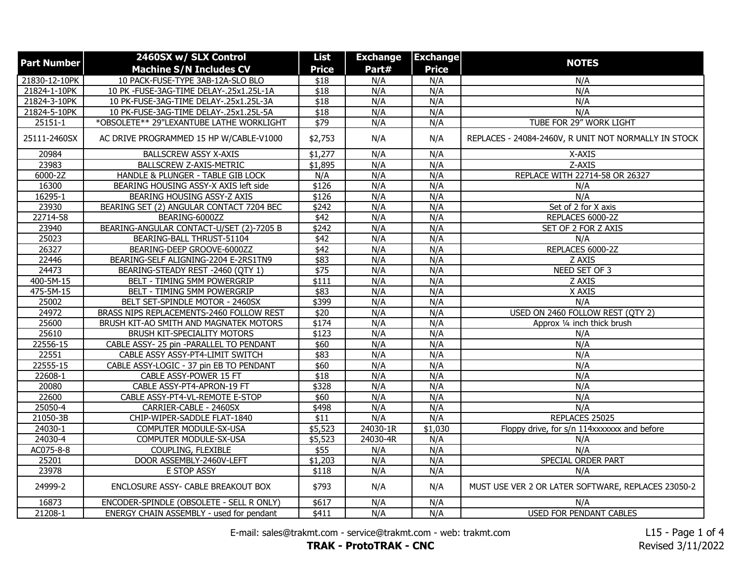| Part Number | 2460SX w/ SLX Control Machine S/N Includes CV | List Price | Exchange Part# | Exchange Price | NOTES |
|---|---|---|---|---|---|
| 21830-12-10PK | 10 PACK-FUSE-TYPE 3AB-12A-SLO BLO | $18 | N/A | N/A | N/A |
| 21824-1-10PK | 10 PK -FUSE-3AG-TIME DELAY-.25x1.25L-1A | $18 | N/A | N/A | N/A |
| 21824-3-10PK | 10 PK-FUSE-3AG-TIME DELAY-.25x1.25L-3A | $18 | N/A | N/A | N/A |
| 21824-5-10PK | 10 PK-FUSE-3AG-TIME DELAY-.25x1.25L-5A | $18 | N/A | N/A | N/A |
| 25151-1 | *OBSOLETE** 29"LEXANTUBE LATHE WORKLIGHT | $79 | N/A | N/A | TUBE FOR 29" WORK LIGHT |
| 25111-2460SX | AC DRIVE PROGRAMMED 15 HP W/CABLE-V1000 | $2,753 | N/A | N/A | REPLACES - 24084-2460V, R UNIT NOT NORMALLY IN STOCK |
| 20984 | BALLSCREW ASSY X-AXIS | $1,277 | N/A | N/A | X-AXIS |
| 23983 | BALLSCREW Z-AXIS-METRIC | $1,895 | N/A | N/A | Z-AXIS |
| 6000-2Z | HANDLE & PLUNGER - TABLE GIB LOCK | N/A | N/A | N/A | REPLACE WITH 22714-58 OR 26327 |
| 16300 | BEARING HOUSING ASSY-X AXIS left side | $126 | N/A | N/A | N/A |
| 16295-1 | BEARING HOUSING ASSY-Z AXIS | $126 | N/A | N/A | N/A |
| 23930 | BEARING SET (2) ANGULAR CONTACT 7204 BEC | $242 | N/A | N/A | Set of 2 for X axis |
| 22714-58 | BEARING-6000ZZ | $42 | N/A | N/A | REPLACES 6000-2Z |
| 23940 | BEARING-ANGULAR CONTACT-U/SET (2)-7205 B | $242 | N/A | N/A | SET OF 2 FOR Z AXIS |
| 25023 | BEARING-BALL THRUST-51104 | $42 | N/A | N/A | N/A |
| 26327 | BEARING-DEEP GROOVE-6000ZZ | $42 | N/A | N/A | REPLACES 6000-2Z |
| 22446 | BEARING-SELF ALIGNING-2204 E-2RS1TN9 | $83 | N/A | N/A | Z AXIS |
| 24473 | BEARING-STEADY REST -2460 (QTY 1) | $75 | N/A | N/A | NEED SET OF 3 |
| 400-5M-15 | BELT - TIMING 5MM POWERGRIP | $111 | N/A | N/A | Z AXIS |
| 475-5M-15 | BELT - TIMING 5MM POWERGRIP | $83 | N/A | N/A | X AXIS |
| 25002 | BELT SET-SPINDLE MOTOR - 2460SX | $399 | N/A | N/A | N/A |
| 24972 | BRASS NIPS REPLACEMENTS-2460 FOLLOW REST | $20 | N/A | N/A | USED ON 2460 FOLLOW REST (QTY 2) |
| 25600 | BRUSH KIT-AO SMITH AND MAGNATEK MOTORS | $174 | N/A | N/A | Approx ¼ inch thick brush |
| 25610 | BRUSH KIT-SPECIALITY MOTORS | $123 | N/A | N/A | N/A |
| 22556-15 | CABLE ASSY- 25 pin -PARALLEL TO PENDANT | $60 | N/A | N/A | N/A |
| 22551 | CABLE ASSY ASSY-PT4-LIMIT SWITCH | $83 | N/A | N/A | N/A |
| 22555-15 | CABLE ASSY-LOGIC - 37 pin EB TO PENDANT | $60 | N/A | N/A | N/A |
| 22608-1 | CABLE ASSY-POWER 15 FT | $18 | N/A | N/A | N/A |
| 20080 | CABLE ASSY-PT4-APRON-19 FT | $328 | N/A | N/A | N/A |
| 22600 | CABLE ASSY-PT4-VL-REMOTE E-STOP | $60 | N/A | N/A | N/A |
| 25050-4 | CARRIER-CABLE - 2460SX | $498 | N/A | N/A | N/A |
| 21050-3B | CHIP-WIPER-SADDLE FLAT-1840 | $11 | N/A | N/A | REPLACES 25025 |
| 24030-1 | COMPUTER MODULE-SX-USA | $5,523 | 24030-1R | $1,030 | Floppy drive, for s/n 114xxxxxxx and before |
| 24030-4 | COMPUTER MODULE-SX-USA | $5,523 | 24030-4R | N/A | N/A |
| AC075-8-8 | COUPLING, FLEXIBLE | $55 | N/A | N/A | N/A |
| 25201 | DOOR ASSEMBLY-2460V-LEFT | $1,203 | N/A | N/A | SPECIAL ORDER PART |
| 23978 | E STOP ASSY | $118 | N/A | N/A | N/A |
| 24999-2 | ENCLOSURE ASSY- CABLE BREAKOUT BOX | $793 | N/A | N/A | MUST USE VER 2 OR LATER SOFTWARE, REPLACES 23050-2 |
| 16873 | ENCODER-SPINDLE (OBSOLETE - SELL R ONLY) | $617 | N/A | N/A | N/A |
| 21208-1 | ENERGY CHAIN ASSEMBLY - used for pendant | $411 | N/A | N/A | USED FOR PENDANT CABLES |

E-mail: sales@trakmt.com - service@trakmt.com - web: trakmt.com

**TRAK - ProtoTRAK - CNC**

Revised 3/11/2022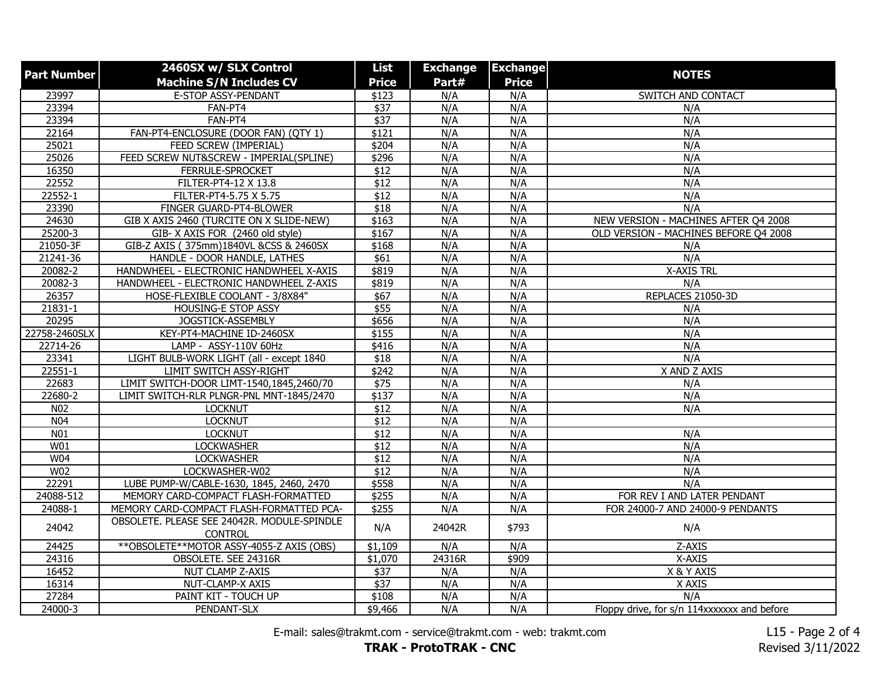| Part Number | 2460SX w/ SLX Control Machine S/N Includes CV | List Price | Exchange Part# | Exchange Price | NOTES |
|---|---|---|---|---|---|
| 23997 | E-STOP ASSY-PENDANT | $123 | N/A | N/A | SWITCH AND CONTACT |
| 23394 | FAN-PT4 | $37 | N/A | N/A | N/A |
| 23394 | FAN-PT4 | $37 | N/A | N/A | N/A |
| 22164 | FAN-PT4-ENCLOSURE (DOOR FAN) (QTY 1) | $121 | N/A | N/A | N/A |
| 25021 | FEED SCREW (IMPERIAL) | $204 | N/A | N/A | N/A |
| 25026 | FEED SCREW NUT&SCREW - IMPERIAL(SPLINE) | $296 | N/A | N/A | N/A |
| 16350 | FERRULE-SPROCKET | $12 | N/A | N/A | N/A |
| 22552 | FILTER-PT4-12 X 13.8 | $12 | N/A | N/A | N/A |
| 22552-1 | FILTER-PT4-5.75 X 5.75 | $12 | N/A | N/A | N/A |
| 23390 | FINGER GUARD-PT4-BLOWER | $18 | N/A | N/A | N/A |
| 24630 | GIB X AXIS 2460 (TURCITE ON X SLIDE-NEW) | $163 | N/A | N/A | NEW VERSION - MACHINES AFTER Q4 2008 |
| 25200-3 | GIB- X AXIS FOR (2460 old style) | $167 | N/A | N/A | OLD VERSION - MACHINES BEFORE Q4 2008 |
| 21050-3F | GIB-Z AXIS ( 375mm)1840VL &CSS & 2460SX | $168 | N/A | N/A | N/A |
| 21241-36 | HANDLE - DOOR HANDLE, LATHES | $61 | N/A | N/A | N/A |
| 20082-2 | HANDWHEEL - ELECTRONIC HANDWHEEL X-AXIS | $819 | N/A | N/A | X-AXIS TRL |
| 20082-3 | HANDWHEEL - ELECTRONIC HANDWHEEL Z-AXIS | $819 | N/A | N/A | N/A |
| 26357 | HOSE-FLEXIBLE COOLANT - 3/8X84" | $67 | N/A | N/A | REPLACES 21050-3D |
| 21831-1 | HOUSING-E STOP ASSY | $55 | N/A | N/A | N/A |
| 20295 | JOGSTICK-ASSEMBLY | $656 | N/A | N/A | N/A |
| 22758-2460SLX | KEY-PT4-MACHINE ID-2460SX | $155 | N/A | N/A | N/A |
| 22714-26 | LAMP - ASSY-110V 60Hz | $416 | N/A | N/A | N/A |
| 23341 | LIGHT BULB-WORK LIGHT (all - except 1840 | $18 | N/A | N/A | N/A |
| 22551-1 | LIMIT SWITCH ASSY-RIGHT | $242 | N/A | N/A | X AND Z AXIS |
| 22683 | LIMIT SWITCH-DOOR LIMT-1540,1845,2460/70 | $75 | N/A | N/A | N/A |
| 22680-2 | LIMIT SWITCH-RLR PLNGR-PNL MNT-1845/2470 | $137 | N/A | N/A | N/A |
| N02 | LOCKNUT | $12 | N/A | N/A | N/A |
| N04 | LOCKNUT | $12 | N/A | N/A | |
| N01 | LOCKNUT | $12 | N/A | N/A | N/A |
| W01 | LOCKWASHER | $12 | N/A | N/A | N/A |
| W04 | LOCKWASHER | $12 | N/A | N/A | N/A |
| W02 | LOCKWASHER-W02 | $12 | N/A | N/A | N/A |
| 22291 | LUBE PUMP-W/CABLE-1630, 1845, 2460, 2470 | $558 | N/A | N/A | N/A |
| 24088-512 | MEMORY CARD-COMPACT FLASH-FORMATTED | $255 | N/A | N/A | FOR REV I AND LATER PENDANT |
| 24088-1 | MEMORY CARD-COMPACT FLASH-FORMATTED PCA- | $255 | N/A | N/A | FOR 24000-7 AND 24000-9 PENDANTS |
| 24042 | OBSOLETE. PLEASE SEE 24042R. MODULE-SPINDLE CONTROL | N/A | 24042R | $793 | N/A |
| 24425 | **OBSOLETE**MOTOR ASSY-4055-Z AXIS (OBS) | $1,109 | N/A | N/A | Z-AXIS |
| 24316 | OBSOLETE. SEE 24316R | $1,070 | 24316R | $909 | X-AXIS |
| 16452 | NUT CLAMP Z-AXIS | $37 | N/A | N/A | X & Y AXIS |
| 16314 | NUT-CLAMP-X AXIS | $37 | N/A | N/A | X AXIS |
| 27284 | PAINT KIT - TOUCH UP | $108 | N/A | N/A | N/A |
| 24000-3 | PENDANT-SLX | $9,466 | N/A | N/A | Floppy drive, for s/n 114xxxxxxx and before |

E-mail: sales@trakmt.com - service@trakmt.com - web: trakmt.com

**TRAK - ProtoTRAK - CNC**

Revised 3/11/2022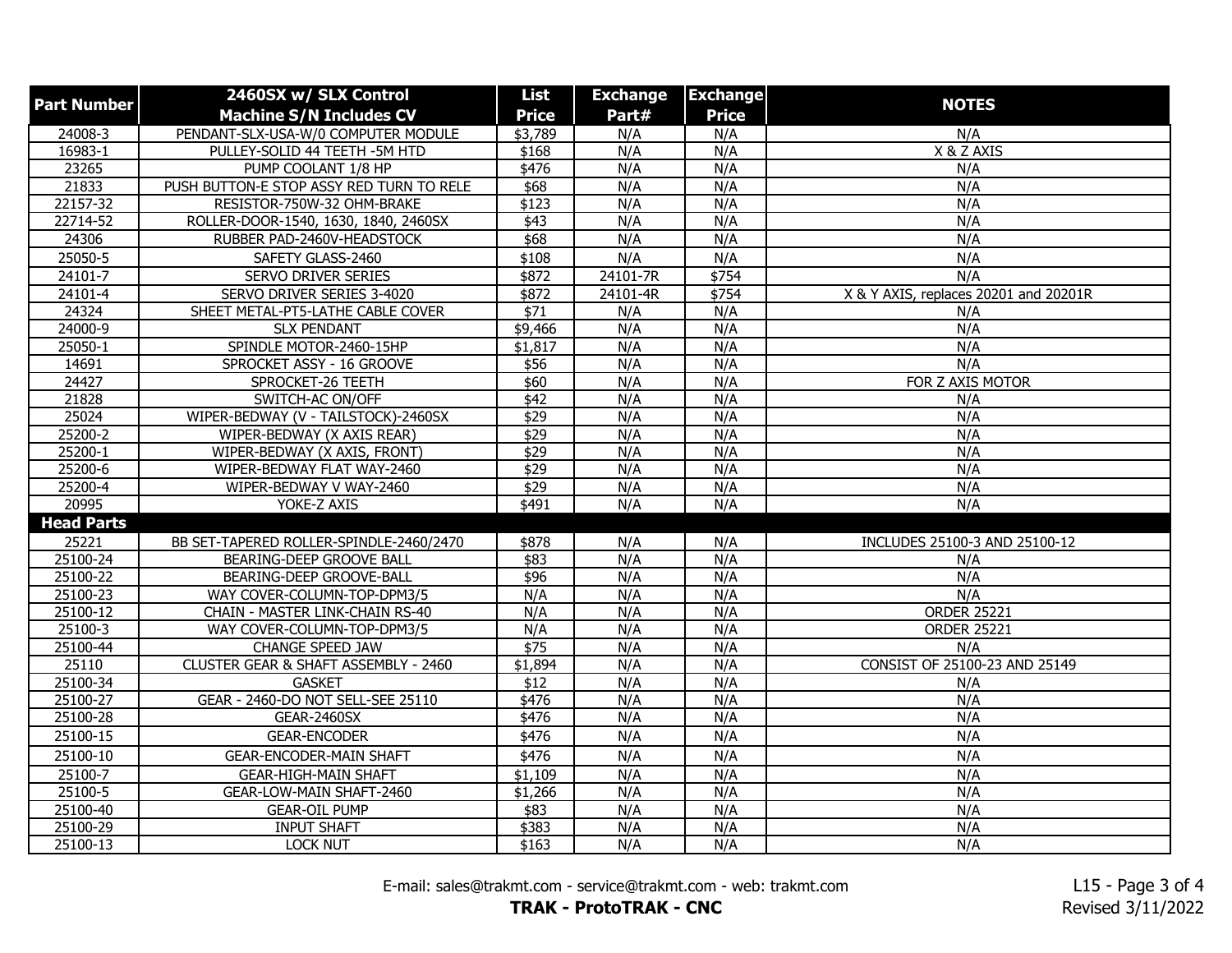| Part Number | 2460SX w/ SLX Control Machine S/N Includes CV | List Price | Exchange Part# | Exchange Price | NOTES |
|---|---|---|---|---|---|
| 24008-3 | PENDANT-SLX-USA-W/0 COMPUTER MODULE | $3,789 | N/A | N/A | N/A |
| 16983-1 | PULLEY-SOLID 44 TEETH -5M HTD | $168 | N/A | N/A | X & Z AXIS |
| 23265 | PUMP COOLANT 1/8 HP | $476 | N/A | N/A | N/A |
| 21833 | PUSH BUTTON-E STOP ASSY RED TURN TO RELE | $68 | N/A | N/A | N/A |
| 22157-32 | RESISTOR-750W-32 OHM-BRAKE | $123 | N/A | N/A | N/A |
| 22714-52 | ROLLER-DOOR-1540, 1630, 1840, 2460SX | $43 | N/A | N/A | N/A |
| 24306 | RUBBER PAD-2460V-HEADSTOCK | $68 | N/A | N/A | N/A |
| 25050-5 | SAFETY GLASS-2460 | $108 | N/A | N/A | N/A |
| 24101-7 | SERVO DRIVER SERIES | $872 | 24101-7R | $754 | N/A |
| 24101-4 | SERVO DRIVER SERIES 3-4020 | $872 | 24101-4R | $754 | X & Y AXIS, replaces 20201 and 20201R |
| 24324 | SHEET METAL-PT5-LATHE CABLE COVER | $71 | N/A | N/A | N/A |
| 24000-9 | SLX PENDANT | $9,466 | N/A | N/A | N/A |
| 25050-1 | SPINDLE MOTOR-2460-15HP | $1,817 | N/A | N/A | N/A |
| 14691 | SPROCKET ASSY - 16 GROOVE | $56 | N/A | N/A | N/A |
| 24427 | SPROCKET-26 TEETH | $60 | N/A | N/A | FOR Z AXIS MOTOR |
| 21828 | SWITCH-AC ON/OFF | $42 | N/A | N/A | N/A |
| 25024 | WIPER-BEDWAY (V - TAILSTOCK)-2460SX | $29 | N/A | N/A | N/A |
| 25200-2 | WIPER-BEDWAY (X AXIS REAR) | $29 | N/A | N/A | N/A |
| 25200-1 | WIPER-BEDWAY (X AXIS, FRONT) | $29 | N/A | N/A | N/A |
| 25200-6 | WIPER-BEDWAY FLAT WAY-2460 | $29 | N/A | N/A | N/A |
| 25200-4 | WIPER-BEDWAY V WAY-2460 | $29 | N/A | N/A | N/A |
| 20995 | YOKE-Z AXIS | $491 | N/A | N/A | N/A |
| **Head Parts** | | | | | |
| 25221 | BB SET-TAPERED ROLLER-SPINDLE-2460/2470 | $878 | N/A | N/A | INCLUDES 25100-3 AND 25100-12 |
| 25100-24 | BEARING-DEEP GROOVE BALL | $83 | N/A | N/A | N/A |
| 25100-22 | BEARING-DEEP GROOVE-BALL | $96 | N/A | N/A | N/A |
| 25100-23 | WAY COVER-COLUMN-TOP-DPM3/5 | N/A | N/A | N/A | N/A |
| 25100-12 | CHAIN - MASTER LINK-CHAIN RS-40 | N/A | N/A | N/A | ORDER 25221 |
| 25100-3 | WAY COVER-COLUMN-TOP-DPM3/5 | N/A | N/A | N/A | ORDER 25221 |
| 25100-44 | CHANGE SPEED JAW | $75 | N/A | N/A | N/A |
| 25110 | CLUSTER GEAR & SHAFT ASSEMBLY - 2460 | $1,894 | N/A | N/A | CONSIST OF 25100-23 AND 25149 |
| 25100-34 | GASKET | $12 | N/A | N/A | N/A |
| 25100-27 | GEAR - 2460-DO NOT SELL-SEE 25110 | $476 | N/A | N/A | N/A |
| 25100-28 | GEAR-2460SX | $476 | N/A | N/A | N/A |
| 25100-15 | GEAR-ENCODER | $476 | N/A | N/A | N/A |
| 25100-10 | GEAR-ENCODER-MAIN SHAFT | $476 | N/A | N/A | N/A |
| 25100-7 | GEAR-HIGH-MAIN SHAFT | $1,109 | N/A | N/A | N/A |
| 25100-5 | GEAR-LOW-MAIN SHAFT-2460 | $1,266 | N/A | N/A | N/A |
| 25100-40 | GEAR-OIL PUMP | $83 | N/A | N/A | N/A |
| 25100-29 | INPUT SHAFT | $383 | N/A | N/A | N/A |
| 25100-13 | LOCK NUT | $163 | N/A | N/A | N/A |

E-mail: sales@trakmt.com - service@trakmt.com - web: trakmt.com

**TRAK - ProtoTRAK - CNC**

L15 - Page 3 of 4
Revised 3/11/2022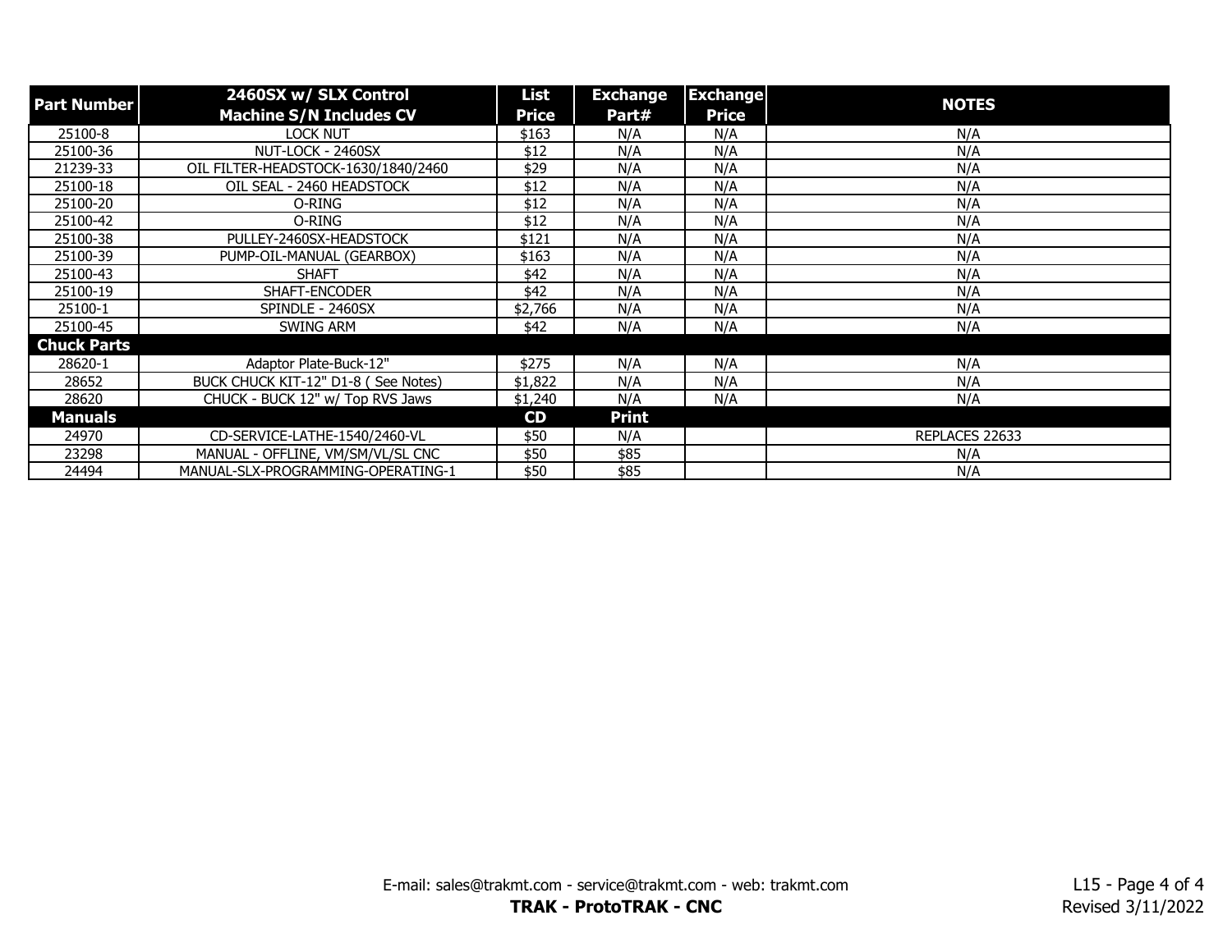| Part Number | 2460SX w/ SLX Control Machine S/N Includes CV | List Price | Exchange Part# | Exchange Price | NOTES |
|---|---|---|---|---|---|
| 25100-8 | LOCK NUT | $163 | N/A | N/A | N/A |
| 25100-36 | NUT-LOCK - 2460SX | $12 | N/A | N/A | N/A |
| 21239-33 | OIL FILTER-HEADSTOCK-1630/1840/2460 | $29 | N/A | N/A | N/A |
| 25100-18 | OIL SEAL - 2460 HEADSTOCK | $12 | N/A | N/A | N/A |
| 25100-20 | O-RING | $12 | N/A | N/A | N/A |
| 25100-42 | O-RING | $12 | N/A | N/A | N/A |
| 25100-38 | PULLEY-2460SX-HEADSTOCK | $121 | N/A | N/A | N/A |
| 25100-39 | PUMP-OIL-MANUAL (GEARBOX) | $163 | N/A | N/A | N/A |
| 25100-43 | SHAFT | $42 | N/A | N/A | N/A |
| 25100-19 | SHAFT-ENCODER | $42 | N/A | N/A | N/A |
| 25100-1 | SPINDLE - 2460SX | $2,766 | N/A | N/A | N/A |
| 25100-45 | SWING ARM | $42 | N/A | N/A | N/A |
| **Chuck Parts** | | | | | |
| 28620-1 | Adaptor Plate-Buck-12" | $275 | N/A | N/A | N/A |
| 28652 | BUCK CHUCK KIT-12" D1-8 ( See Notes) | $1,822 | N/A | N/A | N/A |
| 28620 | CHUCK - BUCK 12" w/ Top RVS Jaws | $1,240 | N/A | N/A | N/A |
| **Manuals** | | **CD** | **Print** | | |
| 24970 | CD-SERVICE-LATHE-1540/2460-VL | $50 | N/A | | REPLACES 22633 |
| 23298 | MANUAL - OFFLINE, VM/SM/VL/SL CNC | $50 | $85 | | N/A |
| 24494 | MANUAL-SLX-PROGRAMMING-OPERATING-1 | $50 | $85 | | N/A |

E-mail: sales@trakmt.com - service@trakmt.com - web: trakmt.com

**TRAK - ProtoTRAK - CNC**

Revised 3/11/2022